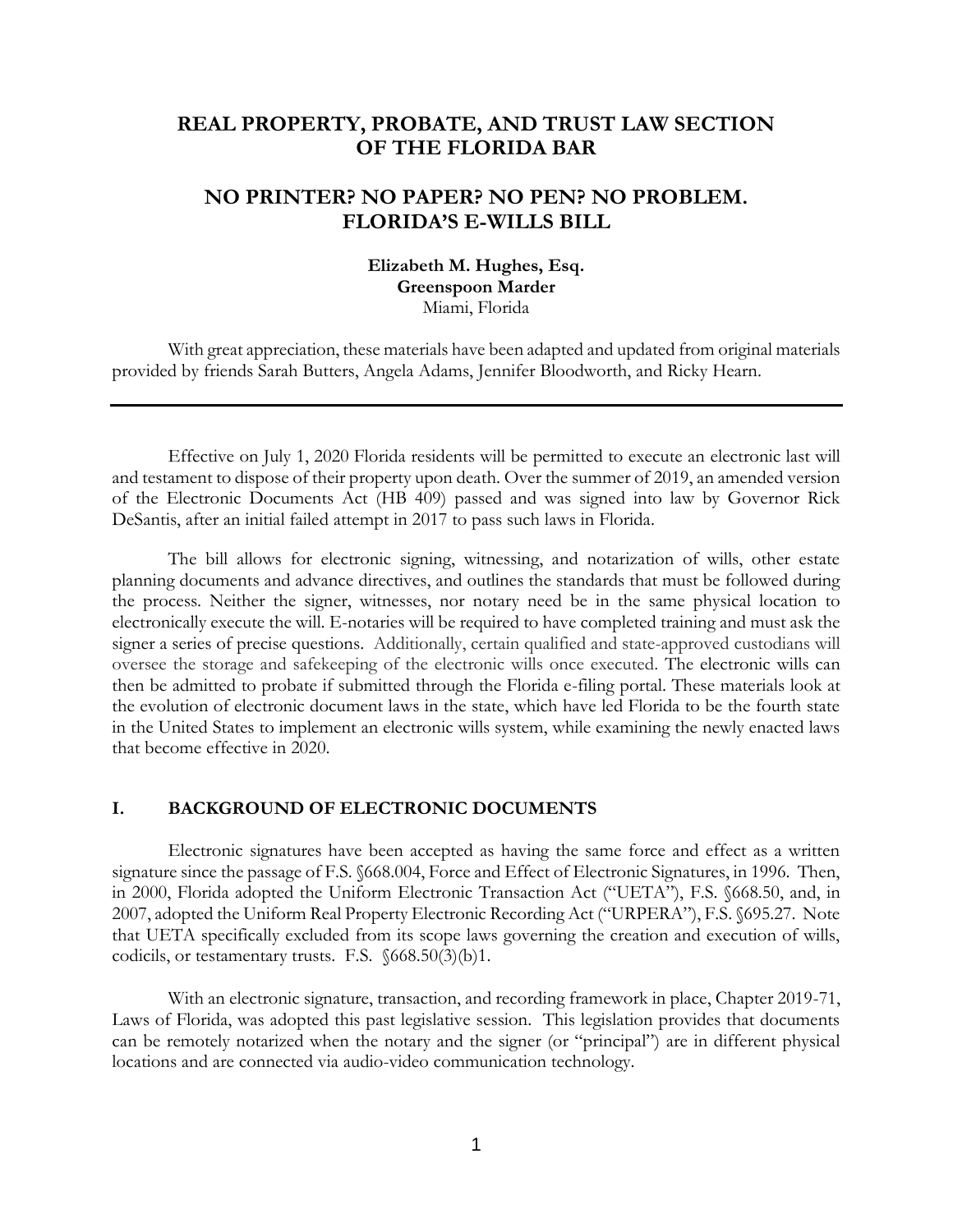# REAL PROPERTY, PROBATE, AND TRUST LAW SECTION OF THE FLORIDA BAR

## NO PRINTER? NO PAPER? NO PEN? NO PROBLEM. FLORIDA'S E-WILLS BILL

**Elizabeth M. Hughes, Esq.**
**Greenspoon Marder**
Miami, Florida

With great appreciation, these materials have been adapted and updated from original materials provided by friends Sarah Butters, Angela Adams, Jennifer Bloodworth, and Ricky Hearn.

---

Effective on July 1, 2020 Florida residents will be permitted to execute an electronic last will and testament to dispose of their property upon death. Over the summer of 2019, an amended version of the Electronic Documents Act (HB 409) passed and was signed into law by Governor Rick DeSantis, after an initial failed attempt in 2017 to pass such laws in Florida.

The bill allows for electronic signing, witnessing, and notarization of wills, other estate planning documents and advance directives, and outlines the standards that must be followed during the process. Neither the signer, witnesses, nor notary need be in the same physical location to electronically execute the will. E-notaries will be required to have completed training and must ask the signer a series of precise questions. Additionally, certain qualified and state-approved custodians will oversee the storage and safekeeping of the electronic wills once executed. The electronic wills can then be admitted to probate if submitted through the Florida e-filing portal. These materials look at the evolution of electronic document laws in the state, which have led Florida to be the fourth state in the United States to implement an electronic wills system, while examining the newly enacted laws that become effective in 2020.

### I. BACKGROUND OF ELECTRONIC DOCUMENTS

Electronic signatures have been accepted as having the same force and effect as a written signature since the passage of F.S. §668.004, Force and Effect of Electronic Signatures, in 1996. Then, in 2000, Florida adopted the Uniform Electronic Transaction Act ("UETA"), F.S. §668.50, and, in 2007, adopted the Uniform Real Property Electronic Recording Act ("URPERA"), F.S. §695.27. Note that UETA specifically excluded from its scope laws governing the creation and execution of wills, codicils, or testamentary trusts. F.S. §668.50(3)(b)1.

With an electronic signature, transaction, and recording framework in place, Chapter 2019-71, Laws of Florida, was adopted this past legislative session. This legislation provides that documents can be remotely notarized when the notary and the signer (or "principal") are in different physical locations and are connected via audio-video communication technology.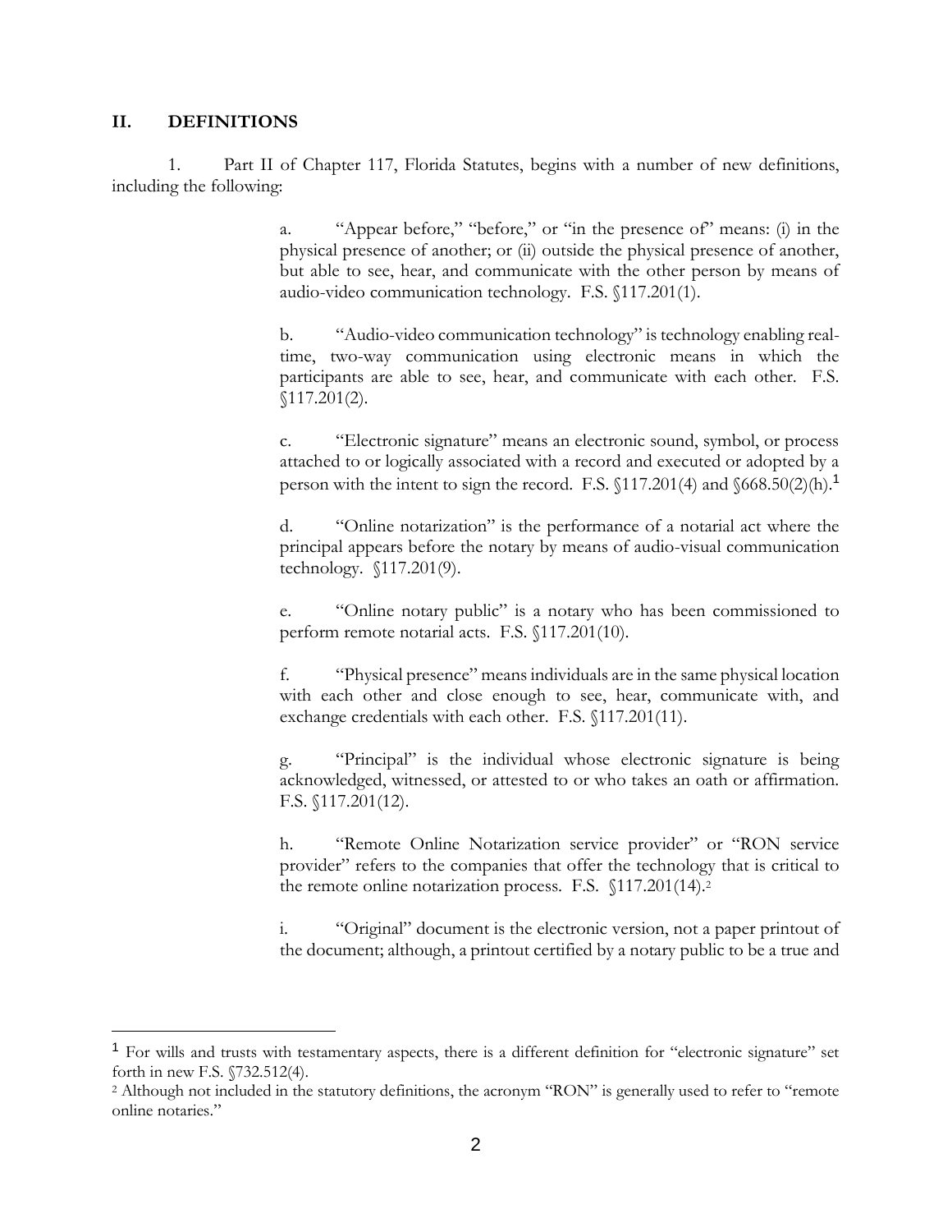## II. DEFINITIONS

1. Part II of Chapter 117, Florida Statutes, begins with a number of new definitions, including the following:

> a. "Appear before," "before," or "in the presence of" means: (i) in the physical presence of another; or (ii) outside the physical presence of another, but able to see, hear, and communicate with the other person by means of audio-video communication technology. F.S. §117.201(1).
>
> b. "Audio-video communication technology" is technology enabling real-time, two-way communication using electronic means in which the participants are able to see, hear, and communicate with each other. F.S. §117.201(2).
>
> c. "Electronic signature" means an electronic sound, symbol, or process attached to or logically associated with a record and executed or adopted by a person with the intent to sign the record. F.S. §117.201(4) and §668.50(2)(h).[1]
>
> d. "Online notarization" is the performance of a notarial act where the principal appears before the notary by means of audio-visual communication technology. §117.201(9).
>
> e. "Online notary public" is a notary who has been commissioned to perform remote notarial acts. F.S. §117.201(10).
>
> f. "Physical presence" means individuals are in the same physical location with each other and close enough to see, hear, communicate with, and exchange credentials with each other. F.S. §117.201(11).
>
> g. "Principal" is the individual whose electronic signature is being acknowledged, witnessed, or attested to or who takes an oath or affirmation. F.S. §117.201(12).
>
> h. "Remote Online Notarization service provider" or "RON service provider" refers to the companies that offer the technology that is critical to the remote online notarization process. F.S. §117.201(14).[2]
>
> i. "Original" document is the electronic version, not a paper printout of the document; although, a printout certified by a notary public to be a true and

---

[1] For wills and trusts with testamentary aspects, there is a different definition for "electronic signature" set forth in new F.S. §732.512(4).

[2] Although not included in the statutory definitions, the acronym "RON" is generally used to refer to "remote online notaries."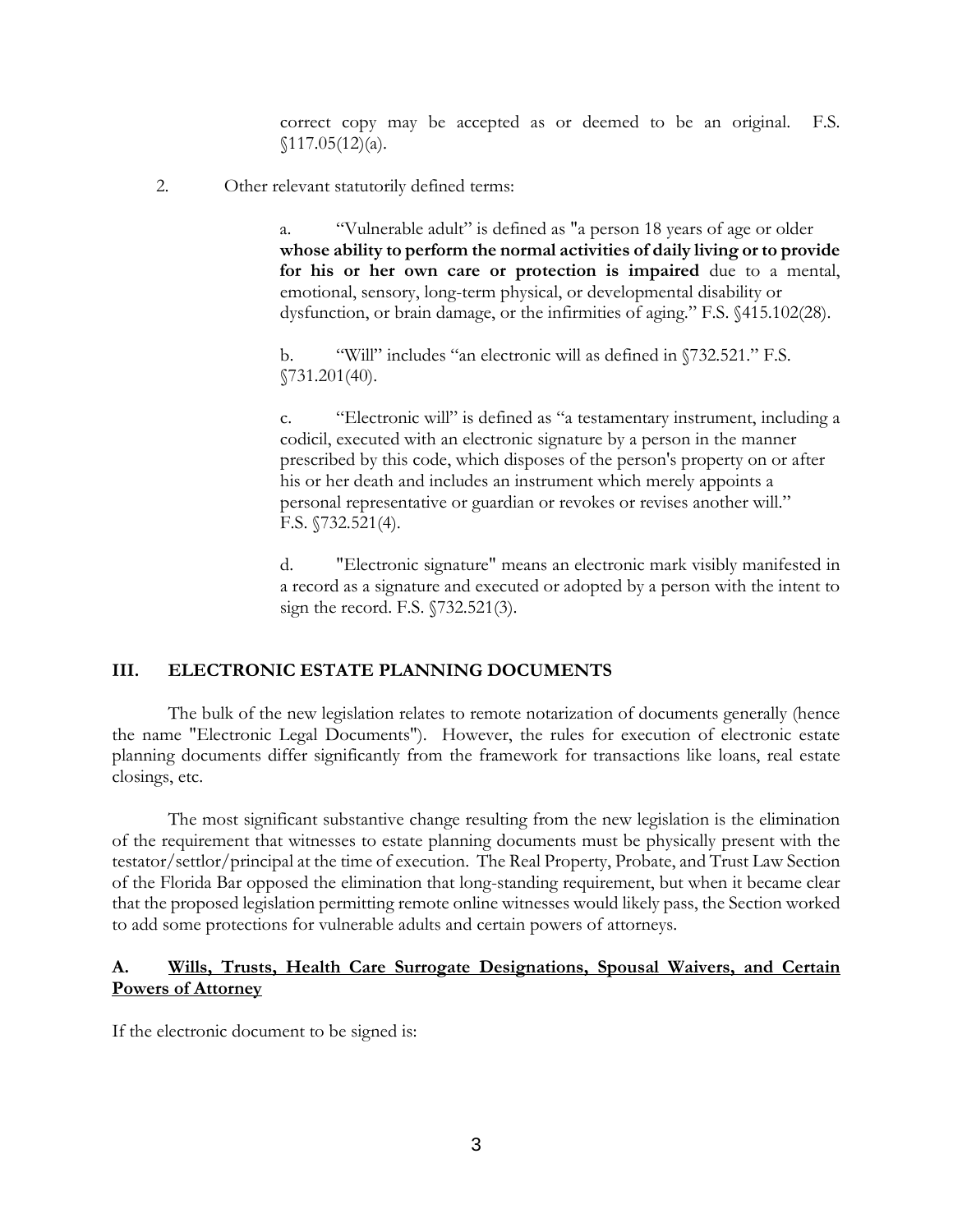correct copy may be accepted as or deemed to be an original. F.S. §117.05(12)(a).

2. Other relevant statutorily defined terms:

a. "Vulnerable adult" is defined as "a person 18 years of age or older **whose ability to perform the normal activities of daily living or to provide for his or her own care or protection is impaired** due to a mental, emotional, sensory, long-term physical, or developmental disability or dysfunction, or brain damage, or the infirmities of aging." F.S. §415.102(28).

b. "Will" includes "an electronic will as defined in §732.521." F.S. §731.201(40).

c. "Electronic will" is defined as "a testamentary instrument, including a codicil, executed with an electronic signature by a person in the manner prescribed by this code, which disposes of the person's property on or after his or her death and includes an instrument which merely appoints a personal representative or guardian or revokes or revises another will." F.S. §732.521(4).

d. "Electronic signature" means an electronic mark visibly manifested in a record as a signature and executed or adopted by a person with the intent to sign the record. F.S. §732.521(3).

## III. ELECTRONIC ESTATE PLANNING DOCUMENTS

The bulk of the new legislation relates to remote notarization of documents generally (hence the name "Electronic Legal Documents"). However, the rules for execution of electronic estate planning documents differ significantly from the framework for transactions like loans, real estate closings, etc.

The most significant substantive change resulting from the new legislation is the elimination of the requirement that witnesses to estate planning documents must be physically present with the testator/settlor/principal at the time of execution. The Real Property, Probate, and Trust Law Section of the Florida Bar opposed the elimination that long-standing requirement, but when it became clear that the proposed legislation permitting remote online witnesses would likely pass, the Section worked to add some protections for vulnerable adults and certain powers of attorneys.

### A. Wills, Trusts, Health Care Surrogate Designations, Spousal Waivers, and Certain Powers of Attorney

If the electronic document to be signed is: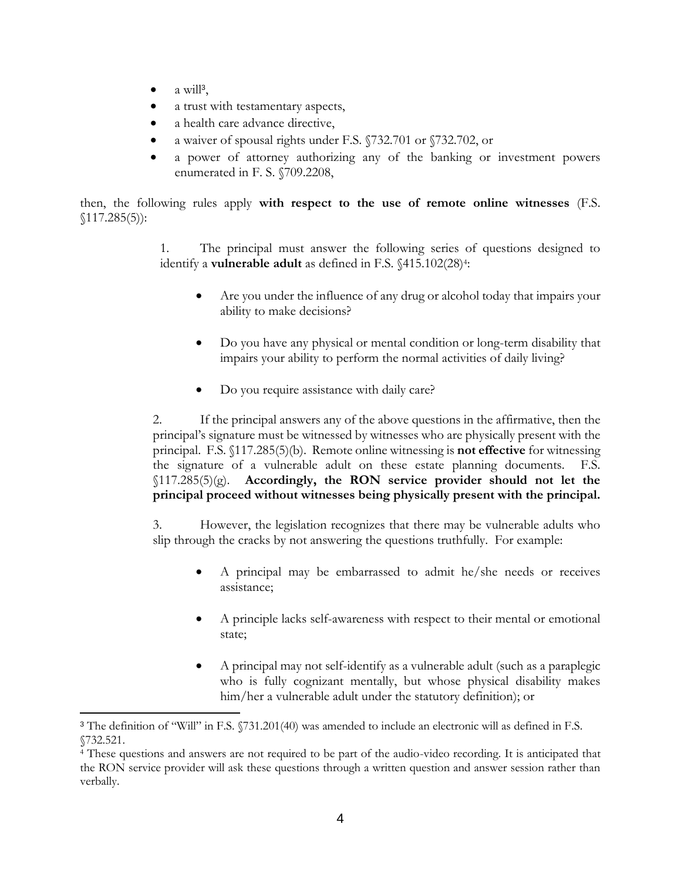- a will[3],
- a trust with testamentary aspects,
- a health care advance directive,
- a waiver of spousal rights under F.S. §732.701 or §732.702, or
- a power of attorney authorizing any of the banking or investment powers enumerated in F. S. §709.2208,

then, the following rules apply **with respect to the use of remote online witnesses** (F.S. §117.285(5)):

1. The principal must answer the following series of questions designed to identify a **vulnerable adult** as defined in F.S. §415.102(28)[4]:

   - Are you under the influence of any drug or alcohol today that impairs your ability to make decisions?

   - Do you have any physical or mental condition or long-term disability that impairs your ability to perform the normal activities of daily living?

   - Do you require assistance with daily care?

2. If the principal answers any of the above questions in the affirmative, then the principal's signature must be witnessed by witnesses who are physically present with the principal. F.S. §117.285(5)(b). Remote online witnessing is **not effective** for witnessing the signature of a vulnerable adult on these estate planning documents. F.S. §117.285(5)(g). **Accordingly, the RON service provider should not let the principal proceed without witnesses being physically present with the principal.**

3. However, the legislation recognizes that there may be vulnerable adults who slip through the cracks by not answering the questions truthfully. For example:

   - A principal may be embarrassed to admit he/she needs or receives assistance;

   - A principle lacks self-awareness with respect to their mental or emotional state;

   - A principal may not self-identify as a vulnerable adult (such as a paraplegic who is fully cognizant mentally, but whose physical disability makes him/her a vulnerable adult under the statutory definition); or

---

[3] The definition of "Will" in F.S. §731.201(40) was amended to include an electronic will as defined in F.S. §732.521.

[4] These questions and answers are not required to be part of the audio-video recording. It is anticipated that the RON service provider will ask these questions through a written question and answer session rather than verbally.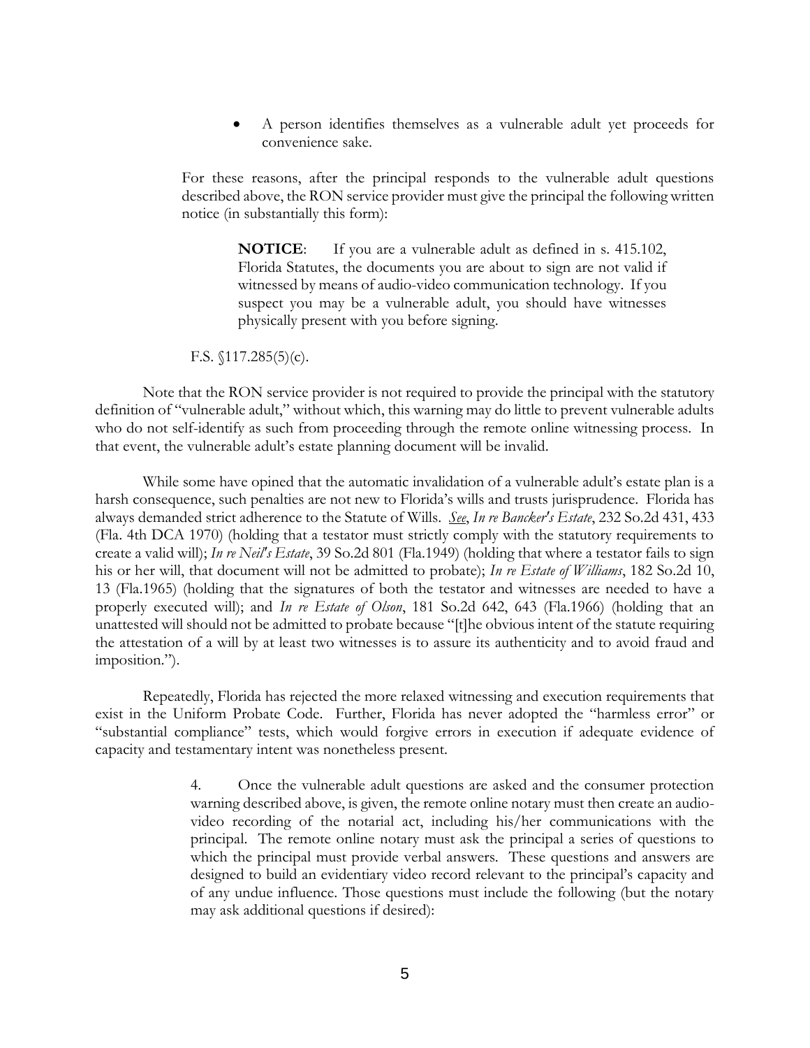- A person identifies themselves as a vulnerable adult yet proceeds for convenience sake.

For these reasons, after the principal responds to the vulnerable adult questions described above, the RON service provider must give the principal the following written notice (in substantially this form):

> **NOTICE**: If you are a vulnerable adult as defined in s. 415.102, Florida Statutes, the documents you are about to sign are not valid if witnessed by means of audio-video communication technology. If you suspect you may be a vulnerable adult, you should have witnesses physically present with you before signing.

F.S. §117.285(5)(c).

Note that the RON service provider is not required to provide the principal with the statutory definition of "vulnerable adult," without which, this warning may do little to prevent vulnerable adults who do not self-identify as such from proceeding through the remote online witnessing process. In that event, the vulnerable adult's estate planning document will be invalid.

While some have opined that the automatic invalidation of a vulnerable adult's estate plan is a harsh consequence, such penalties are not new to Florida's wills and trusts jurisprudence. Florida has always demanded strict adherence to the Statute of Wills. *See*, *In re Bancker's Estate*, 232 So.2d 431, 433 (Fla. 4th DCA 1970) (holding that a testator must strictly comply with the statutory requirements to create a valid will); *In re Neil's Estate*, 39 So.2d 801 (Fla.1949) (holding that where a testator fails to sign his or her will, that document will not be admitted to probate); *In re Estate of Williams*, 182 So.2d 10, 13 (Fla.1965) (holding that the signatures of both the testator and witnesses are needed to have a properly executed will); and *In re Estate of Olson*, 181 So.2d 642, 643 (Fla.1966) (holding that an unattested will should not be admitted to probate because "[t]he obvious intent of the statute requiring the attestation of a will by at least two witnesses is to assure its authenticity and to avoid fraud and imposition.").

Repeatedly, Florida has rejected the more relaxed witnessing and execution requirements that exist in the Uniform Probate Code. Further, Florida has never adopted the "harmless error" or "substantial compliance" tests, which would forgive errors in execution if adequate evidence of capacity and testamentary intent was nonetheless present.

4. Once the vulnerable adult questions are asked and the consumer protection warning described above, is given, the remote online notary must then create an audio-video recording of the notarial act, including his/her communications with the principal. The remote online notary must ask the principal a series of questions to which the principal must provide verbal answers. These questions and answers are designed to build an evidentiary video record relevant to the principal's capacity and of any undue influence. Those questions must include the following (but the notary may ask additional questions if desired):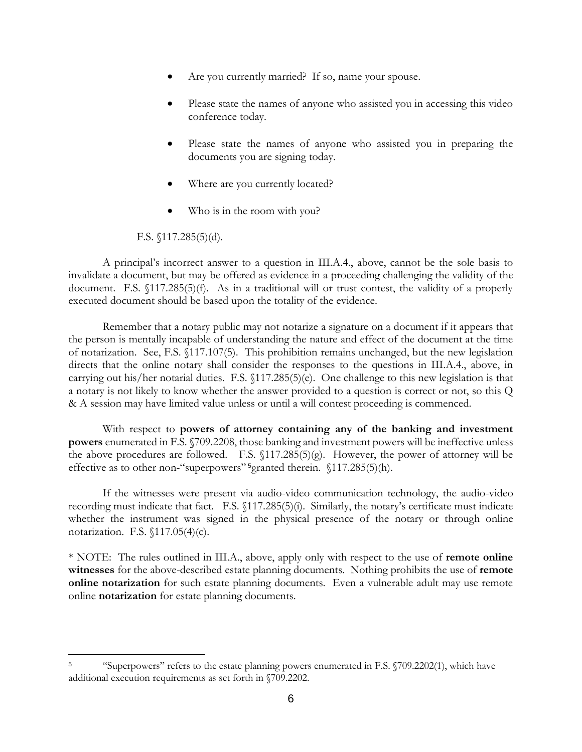- Are you currently married? If so, name your spouse.
- Please state the names of anyone who assisted you in accessing this video conference today.
- Please state the names of anyone who assisted you in preparing the documents you are signing today.
- Where are you currently located?
- Who is in the room with you?

F.S. §117.285(5)(d).

A principal's incorrect answer to a question in III.A.4., above, cannot be the sole basis to invalidate a document, but may be offered as evidence in a proceeding challenging the validity of the document. F.S. §117.285(5)(f). As in a traditional will or trust contest, the validity of a properly executed document should be based upon the totality of the evidence.

Remember that a notary public may not notarize a signature on a document if it appears that the person is mentally incapable of understanding the nature and effect of the document at the time of notarization. See, F.S. §117.107(5). This prohibition remains unchanged, but the new legislation directs that the online notary shall consider the responses to the questions in III.A.4., above, in carrying out his/her notarial duties. F.S. §117.285(5)(e). One challenge to this new legislation is that a notary is not likely to know whether the answer provided to a question is correct or not, so this Q & A session may have limited value unless or until a will contest proceeding is commenced.

With respect to **powers of attorney containing any of the banking and investment powers** enumerated in F.S. §709.2208, those banking and investment powers will be ineffective unless the above procedures are followed. F.S. §117.285(5)(g). However, the power of attorney will be effective as to other non-"superpowers"[5] granted therein. §117.285(5)(h).

If the witnesses were present via audio-video communication technology, the audio-video recording must indicate that fact. F.S. §117.285(5)(i). Similarly, the notary's certificate must indicate whether the instrument was signed in the physical presence of the notary or through online notarization. F.S. §117.05(4)(c).

* NOTE: The rules outlined in III.A., above, apply only with respect to the use of **remote online witnesses** for the above-described estate planning documents. Nothing prohibits the use of **remote online notarization** for such estate planning documents. Even a vulnerable adult may use remote online **notarization** for estate planning documents.

---

[5] "Superpowers" refers to the estate planning powers enumerated in F.S. §709.2202(1), which have additional execution requirements as set forth in §709.2202.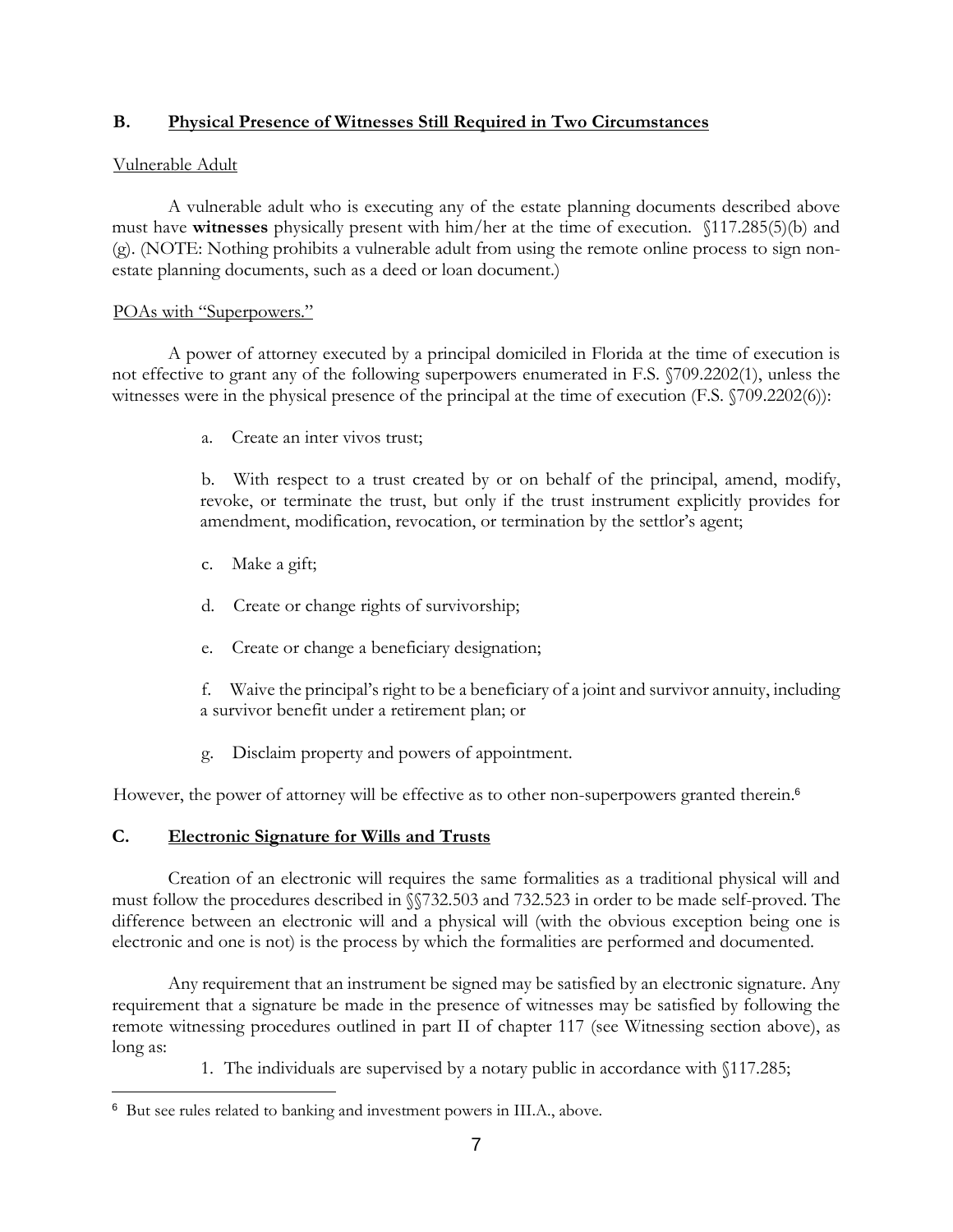## B. Physical Presence of Witnesses Still Required in Two Circumstances

Vulnerable Adult

A vulnerable adult who is executing any of the estate planning documents described above must have **witnesses** physically present with him/her at the time of execution. §117.285(5)(b) and (g). (NOTE: Nothing prohibits a vulnerable adult from using the remote online process to sign non-estate planning documents, such as a deed or loan document.)

POAs with "Superpowers."

A power of attorney executed by a principal domiciled in Florida at the time of execution is not effective to grant any of the following superpowers enumerated in F.S. §709.2202(1), unless the witnesses were in the physical presence of the principal at the time of execution (F.S. §709.2202(6)):

a. Create an inter vivos trust;

b. With respect to a trust created by or on behalf of the principal, amend, modify, revoke, or terminate the trust, but only if the trust instrument explicitly provides for amendment, modification, revocation, or termination by the settlor's agent;

c. Make a gift;

d. Create or change rights of survivorship;

e. Create or change a beneficiary designation;

f. Waive the principal's right to be a beneficiary of a joint and survivor annuity, including a survivor benefit under a retirement plan; or

g. Disclaim property and powers of appointment.

However, the power of attorney will be effective as to other non-superpowers granted therein.[6]

## C. Electronic Signature for Wills and Trusts

Creation of an electronic will requires the same formalities as a traditional physical will and must follow the procedures described in §§732.503 and 732.523 in order to be made self-proved. The difference between an electronic will and a physical will (with the obvious exception being one is electronic and one is not) is the process by which the formalities are performed and documented.

Any requirement that an instrument be signed may be satisfied by an electronic signature. Any requirement that a signature be made in the presence of witnesses may be satisfied by following the remote witnessing procedures outlined in part II of chapter 117 (see Witnessing section above), as long as:

1. The individuals are supervised by a notary public in accordance with §117.285;

---

[6] But see rules related to banking and investment powers in III.A., above.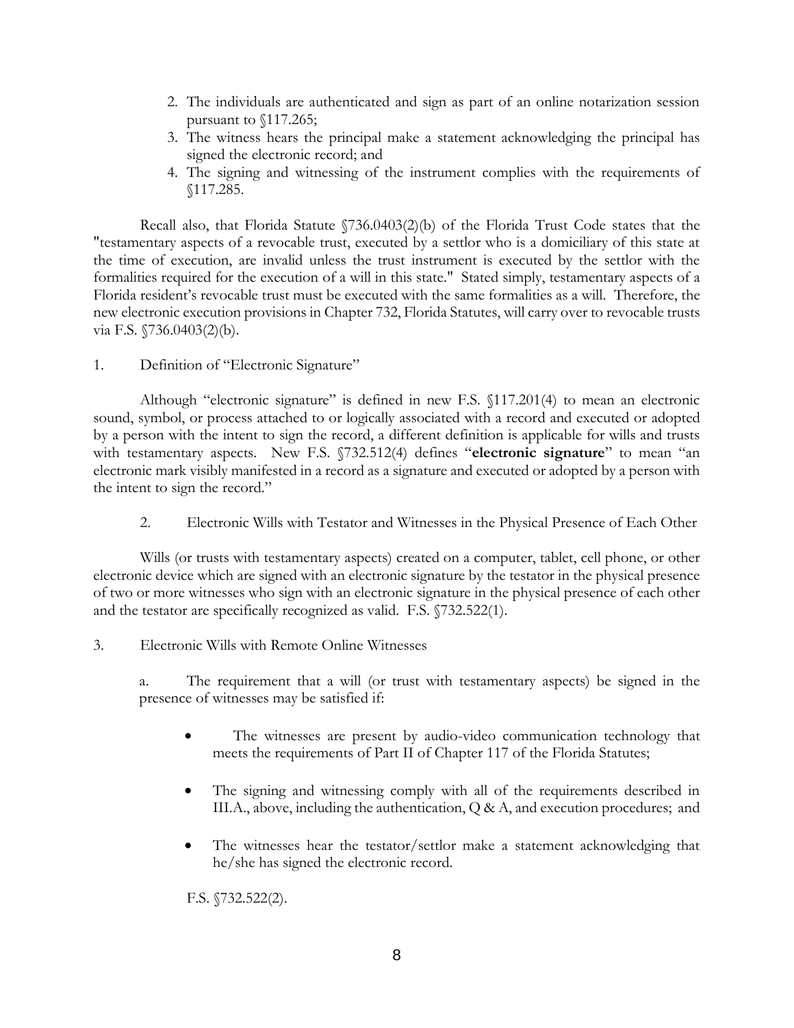2. The individuals are authenticated and sign as part of an online notarization session pursuant to §117.265;
3. The witness hears the principal make a statement acknowledging the principal has signed the electronic record; and
4. The signing and witnessing of the instrument complies with the requirements of §117.285.

Recall also, that Florida Statute §736.0403(2)(b) of the Florida Trust Code states that the "testamentary aspects of a revocable trust, executed by a settlor who is a domiciliary of this state at the time of execution, are invalid unless the trust instrument is executed by the settlor with the formalities required for the execution of a will in this state." Stated simply, testamentary aspects of a Florida resident's revocable trust must be executed with the same formalities as a will. Therefore, the new electronic execution provisions in Chapter 732, Florida Statutes, will carry over to revocable trusts via F.S. §736.0403(2)(b).

1. Definition of "Electronic Signature"

Although "electronic signature" is defined in new F.S. §117.201(4) to mean an electronic sound, symbol, or process attached to or logically associated with a record and executed or adopted by a person with the intent to sign the record, a different definition is applicable for wills and trusts with testamentary aspects. New F.S. §732.512(4) defines "**electronic signature**" to mean "an electronic mark visibly manifested in a record as a signature and executed or adopted by a person with the intent to sign the record."

2. Electronic Wills with Testator and Witnesses in the Physical Presence of Each Other

Wills (or trusts with testamentary aspects) created on a computer, tablet, cell phone, or other electronic device which are signed with an electronic signature by the testator in the physical presence of two or more witnesses who sign with an electronic signature in the physical presence of each other and the testator are specifically recognized as valid. F.S. §732.522(1).

3. Electronic Wills with Remote Online Witnesses

a. The requirement that a will (or trust with testamentary aspects) be signed in the presence of witnesses may be satisfied if:

- The witnesses are present by audio-video communication technology that meets the requirements of Part II of Chapter 117 of the Florida Statutes;
- The signing and witnessing comply with all of the requirements described in III.A., above, including the authentication, Q & A, and execution procedures; and
- The witnesses hear the testator/settlor make a statement acknowledging that he/she has signed the electronic record.

F.S. §732.522(2).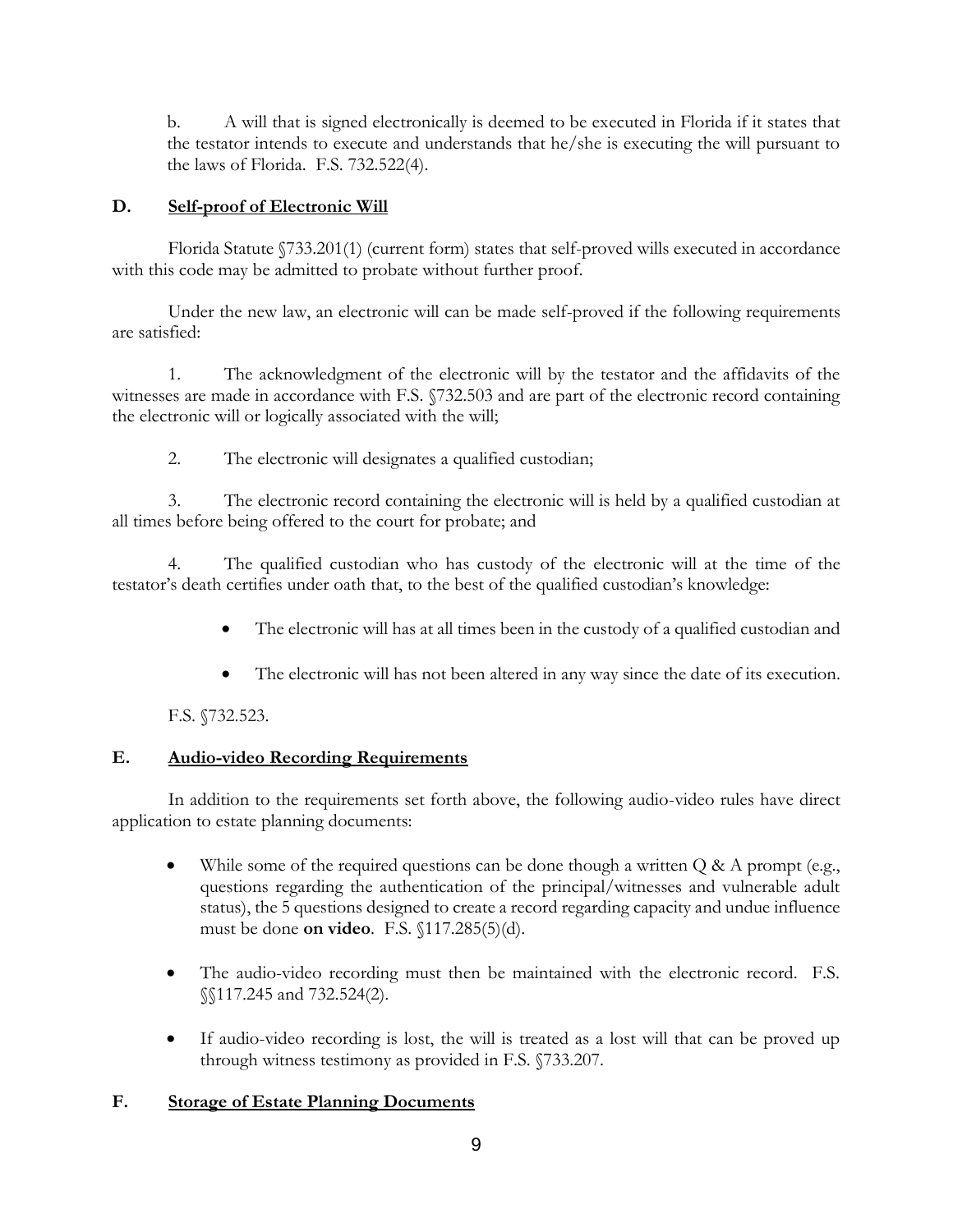b. A will that is signed electronically is deemed to be executed in Florida if it states that the testator intends to execute and understands that he/she is executing the will pursuant to the laws of Florida. F.S. 732.522(4).

## D. Self-proof of Electronic Will

Florida Statute §733.201(1) (current form) states that self-proved wills executed in accordance with this code may be admitted to probate without further proof.

Under the new law, an electronic will can be made self-proved if the following requirements are satisfied:

1. The acknowledgment of the electronic will by the testator and the affidavits of the witnesses are made in accordance with F.S. §732.503 and are part of the electronic record containing the electronic will or logically associated with the will;

2. The electronic will designates a qualified custodian;

3. The electronic record containing the electronic will is held by a qualified custodian at all times before being offered to the court for probate; and

4. The qualified custodian who has custody of the electronic will at the time of the testator's death certifies under oath that, to the best of the qualified custodian's knowledge:

   - The electronic will has at all times been in the custody of a qualified custodian and
   - The electronic will has not been altered in any way since the date of its execution.

F.S. §732.523.

## E. Audio-video Recording Requirements

In addition to the requirements set forth above, the following audio-video rules have direct application to estate planning documents:

- While some of the required questions can be done though a written Q & A prompt (e.g., questions regarding the authentication of the principal/witnesses and vulnerable adult status), the 5 questions designed to create a record regarding capacity and undue influence must be done **on video**. F.S. §117.285(5)(d).
- The audio-video recording must then be maintained with the electronic record. F.S. §§117.245 and 732.524(2).
- If audio-video recording is lost, the will is treated as a lost will that can be proved up through witness testimony as provided in F.S. §733.207.

## F. Storage of Estate Planning Documents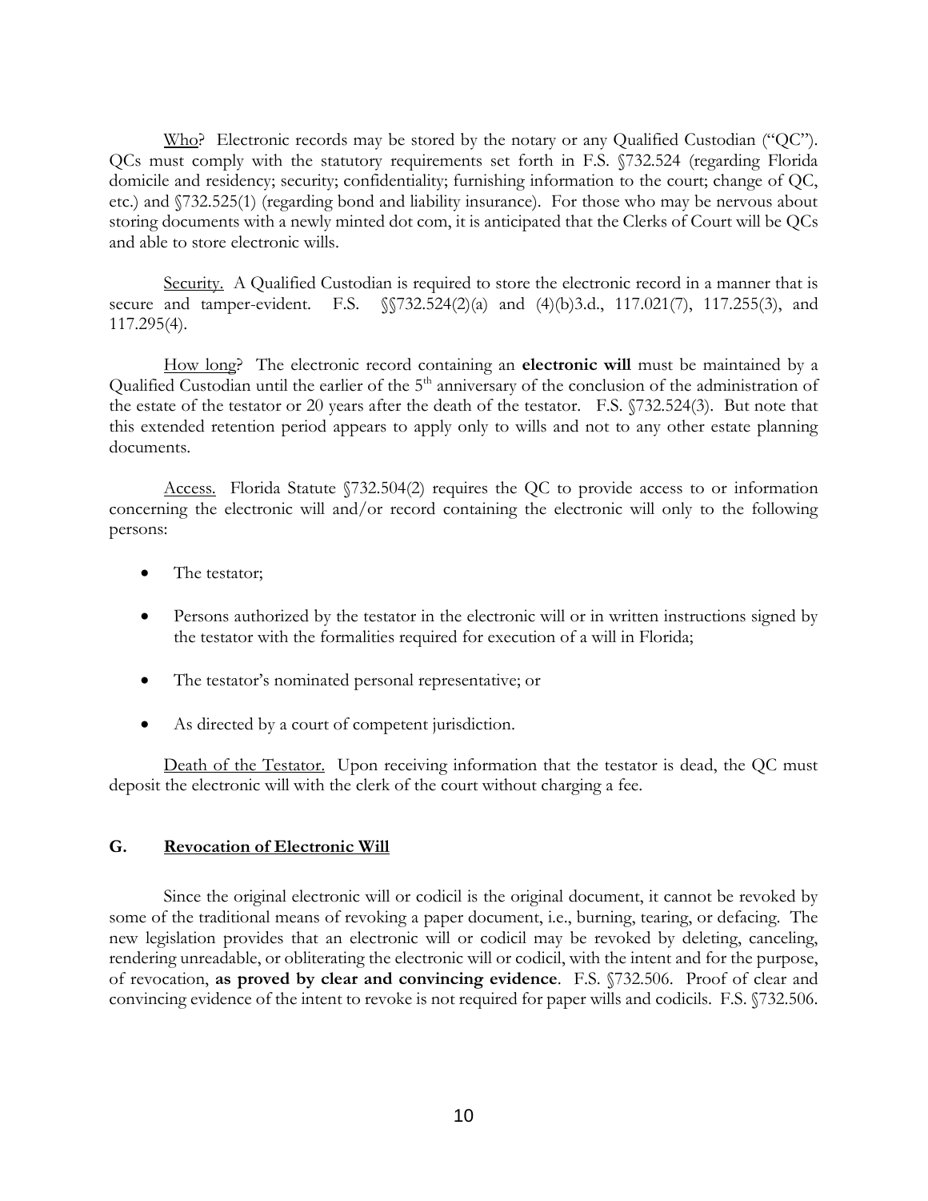Who? Electronic records may be stored by the notary or any Qualified Custodian ("QC"). QCs must comply with the statutory requirements set forth in F.S. §732.524 (regarding Florida domicile and residency; security; confidentiality; furnishing information to the court; change of QC, etc.) and §732.525(1) (regarding bond and liability insurance). For those who may be nervous about storing documents with a newly minted dot com, it is anticipated that the Clerks of Court will be QCs and able to store electronic wills.

Security. A Qualified Custodian is required to store the electronic record in a manner that is secure and tamper-evident. F.S. §§732.524(2)(a) and (4)(b)3.d., 117.021(7), 117.255(3), and 117.295(4).

How long? The electronic record containing an **electronic will** must be maintained by a Qualified Custodian until the earlier of the 5th anniversary of the conclusion of the administration of the estate of the testator or 20 years after the death of the testator. F.S. §732.524(3). But note that this extended retention period appears to apply only to wills and not to any other estate planning documents.

Access. Florida Statute §732.504(2) requires the QC to provide access to or information concerning the electronic will and/or record containing the electronic will only to the following persons:

- The testator;
- Persons authorized by the testator in the electronic will or in written instructions signed by the testator with the formalities required for execution of a will in Florida;
- The testator's nominated personal representative; or
- As directed by a court of competent jurisdiction.

Death of the Testator. Upon receiving information that the testator is dead, the QC must deposit the electronic will with the clerk of the court without charging a fee.

## G. Revocation of Electronic Will

Since the original electronic will or codicil is the original document, it cannot be revoked by some of the traditional means of revoking a paper document, i.e., burning, tearing, or defacing. The new legislation provides that an electronic will or codicil may be revoked by deleting, canceling, rendering unreadable, or obliterating the electronic will or codicil, with the intent and for the purpose, of revocation, **as proved by clear and convincing evidence**. F.S. §732.506. Proof of clear and convincing evidence of the intent to revoke is not required for paper wills and codicils. F.S. §732.506.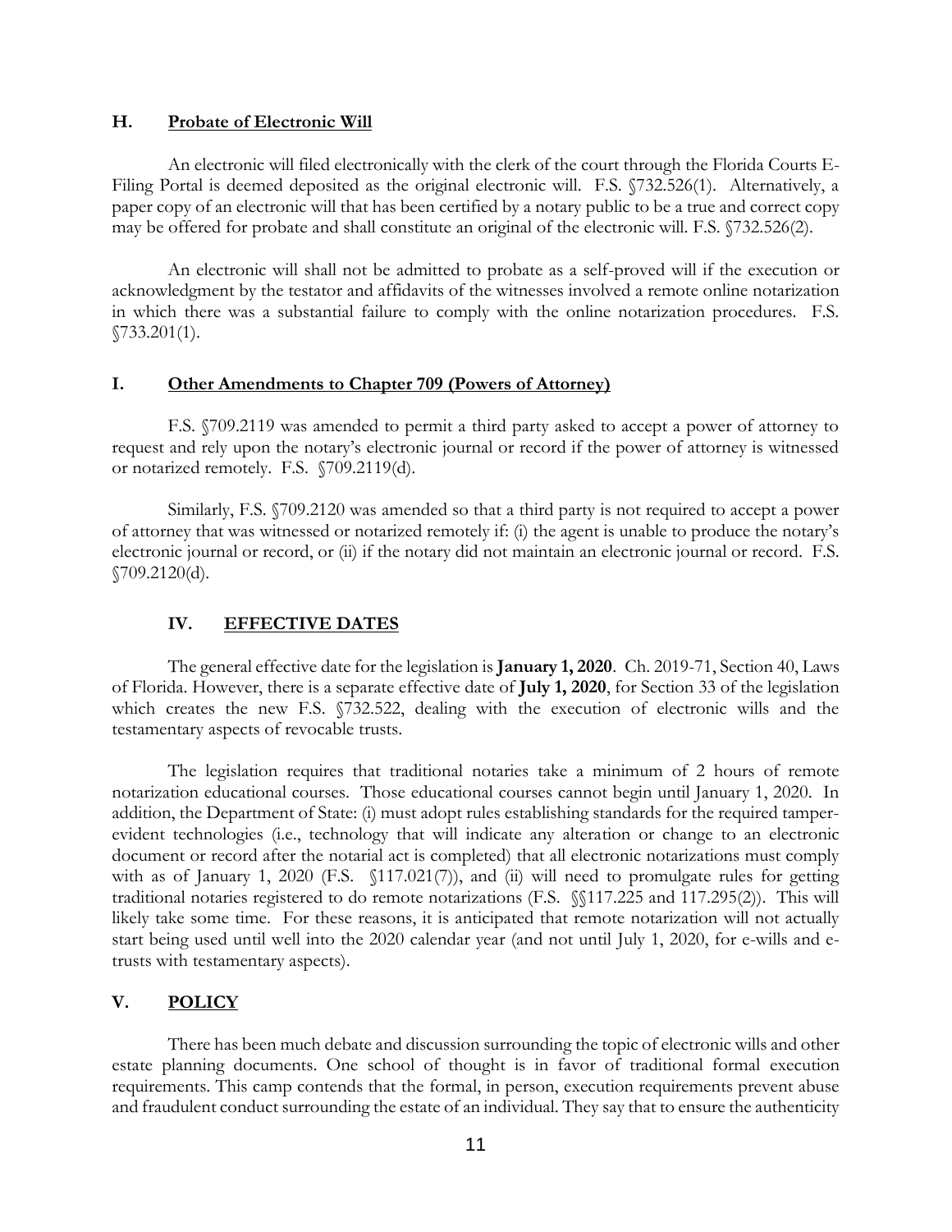### H. **Probate of Electronic Will**

An electronic will filed electronically with the clerk of the court through the Florida Courts E-Filing Portal is deemed deposited as the original electronic will. F.S. §732.526(1). Alternatively, a paper copy of an electronic will that has been certified by a notary public to be a true and correct copy may be offered for probate and shall constitute an original of the electronic will. F.S. §732.526(2).

An electronic will shall not be admitted to probate as a self-proved will if the execution or acknowledgment by the testator and affidavits of the witnesses involved a remote online notarization in which there was a substantial failure to comply with the online notarization procedures. F.S. §733.201(1).

### I. **Other Amendments to Chapter 709 (Powers of Attorney)**

F.S. §709.2119 was amended to permit a third party asked to accept a power of attorney to request and rely upon the notary's electronic journal or record if the power of attorney is witnessed or notarized remotely. F.S. §709.2119(d).

Similarly, F.S. §709.2120 was amended so that a third party is not required to accept a power of attorney that was witnessed or notarized remotely if: (i) the agent is unable to produce the notary's electronic journal or record, or (ii) if the notary did not maintain an electronic journal or record. F.S. §709.2120(d).

## IV. **EFFECTIVE DATES**

The general effective date for the legislation is **January 1, 2020**. Ch. 2019-71, Section 40, Laws of Florida. However, there is a separate effective date of **July 1, 2020**, for Section 33 of the legislation which creates the new F.S. §732.522, dealing with the execution of electronic wills and the testamentary aspects of revocable trusts.

The legislation requires that traditional notaries take a minimum of 2 hours of remote notarization educational courses. Those educational courses cannot begin until January 1, 2020. In addition, the Department of State: (i) must adopt rules establishing standards for the required tamper-evident technologies (i.e., technology that will indicate any alteration or change to an electronic document or record after the notarial act is completed) that all electronic notarizations must comply with as of January 1, 2020 (F.S. §117.021(7)), and (ii) will need to promulgate rules for getting traditional notaries registered to do remote notarizations (F.S. §§117.225 and 117.295(2)). This will likely take some time. For these reasons, it is anticipated that remote notarization will not actually start being used until well into the 2020 calendar year (and not until July 1, 2020, for e-wills and e-trusts with testamentary aspects).

## V. **POLICY**

There has been much debate and discussion surrounding the topic of electronic wills and other estate planning documents. One school of thought is in favor of traditional formal execution requirements. This camp contends that the formal, in person, execution requirements prevent abuse and fraudulent conduct surrounding the estate of an individual. They say that to ensure the authenticity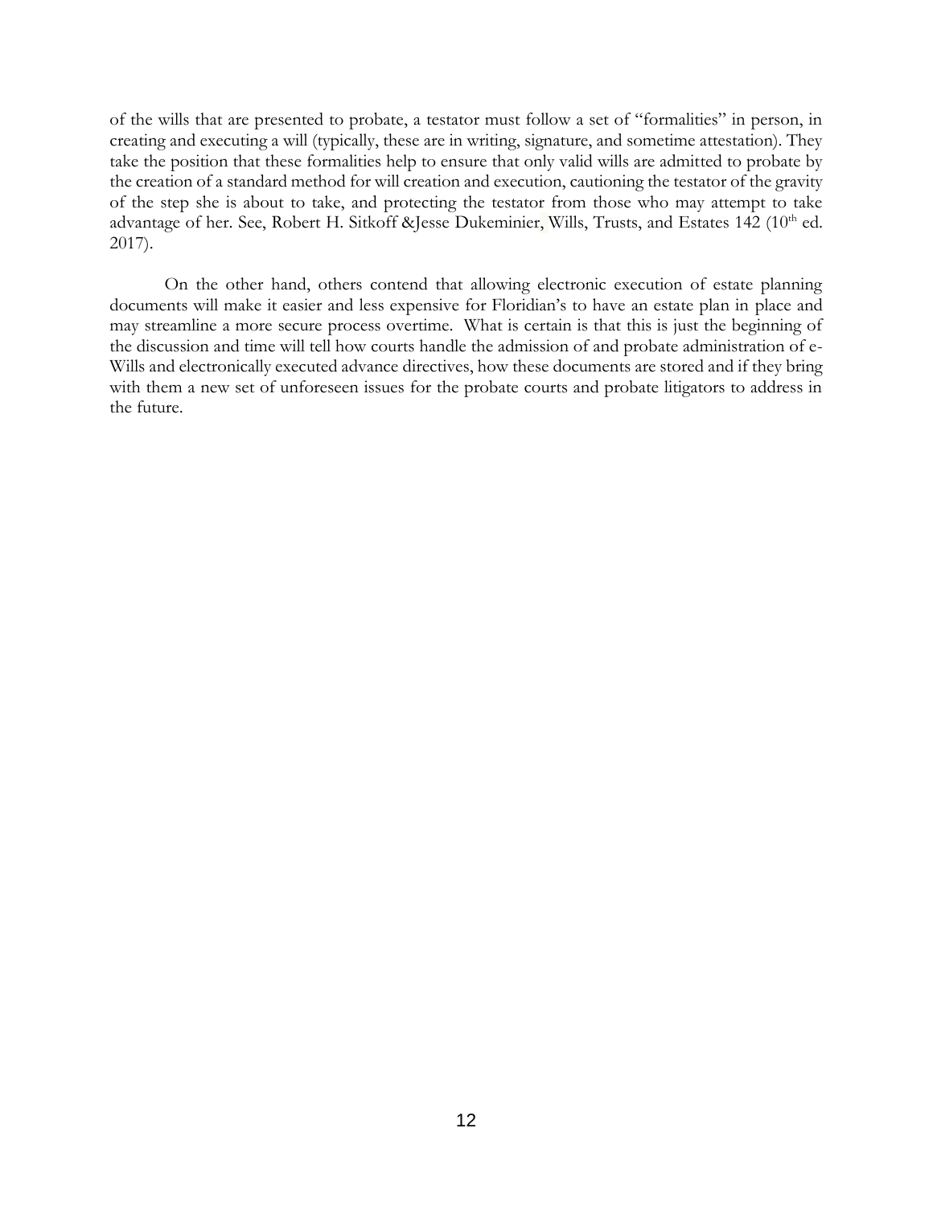of the wills that are presented to probate, a testator must follow a set of "formalities" in person, in creating and executing a will (typically, these are in writing, signature, and sometime attestation). They take the position that these formalities help to ensure that only valid wills are admitted to probate by the creation of a standard method for will creation and execution, cautioning the testator of the gravity of the step she is about to take, and protecting the testator from those who may attempt to take advantage of her. See, Robert H. Sitkoff &Jesse Dukeminier, Wills, Trusts, and Estates 142 (10th ed. 2017).

On the other hand, others contend that allowing electronic execution of estate planning documents will make it easier and less expensive for Floridian's to have an estate plan in place and may streamline a more secure process overtime. What is certain is that this is just the beginning of the discussion and time will tell how courts handle the admission of and probate administration of e-Wills and electronically executed advance directives, how these documents are stored and if they bring with them a new set of unforeseen issues for the probate courts and probate litigators to address in the future.